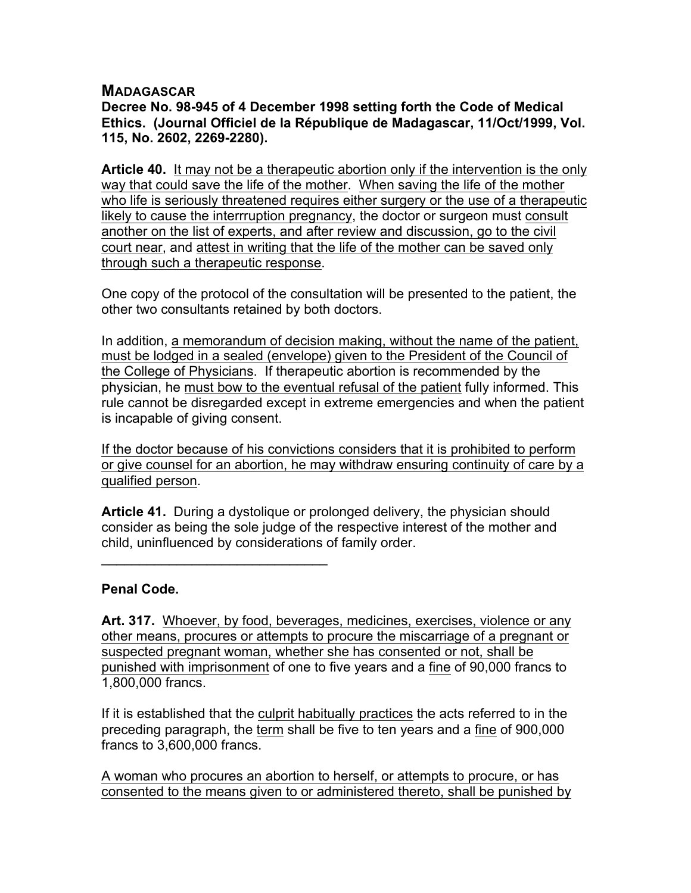## MADAGASCAR

**Decree No. 98-945 of 4 December 1998 setting forth the Code of Medical Ethics. (Journal Officiel de la République de Madagascar, 11/Oct/1999, Vol. 115, No. 2602, 2269-2280).**

**Article 40.** It may not be a therapeutic abortion only if the intervention is the only way that could save the life of the mother. When saving the life of the mother who life is seriously threatened requires either surgery or the use of a therapeutic likely to cause the interrruption pregnancy, the doctor or surgeon must consult another on the list of experts, and after review and discussion, go to the civil court near, and attest in writing that the life of the mother can be saved only through such a therapeutic response.

One copy of the protocol of the consultation will be presented to the patient, the other two consultants retained by both doctors.

In addition, a memorandum of decision making, without the name of the patient, must be lodged in a sealed (envelope) given to the President of the Council of the College of Physicians. If therapeutic abortion is recommended by the physician, he must bow to the eventual refusal of the patient fully informed. This rule cannot be disregarded except in extreme emergencies and when the patient is incapable of giving consent.

If the doctor because of his convictions considers that it is prohibited to perform or give counsel for an abortion, he may withdraw ensuring continuity of care by a qualified person.

**Article 41.** During a dystolique or prolonged delivery, the physician should consider as being the sole judge of the respective interest of the mother and child, uninfluenced by considerations of family order.

---

**Penal Code.**

**Art. 317.** Whoever, by food, beverages, medicines, exercises, violence or any other means, procures or attempts to procure the miscarriage of a pregnant or suspected pregnant woman, whether she has consented or not, shall be punished with imprisonment of one to five years and a fine of 90,000 francs to 1,800,000 francs.

If it is established that the culprit habitually practices the acts referred to in the preceding paragraph, the term shall be five to ten years and a fine of 900,000 francs to 3,600,000 francs.

A woman who procures an abortion to herself, or attempts to procure, or has consented to the means given to or administered thereto, shall be punished by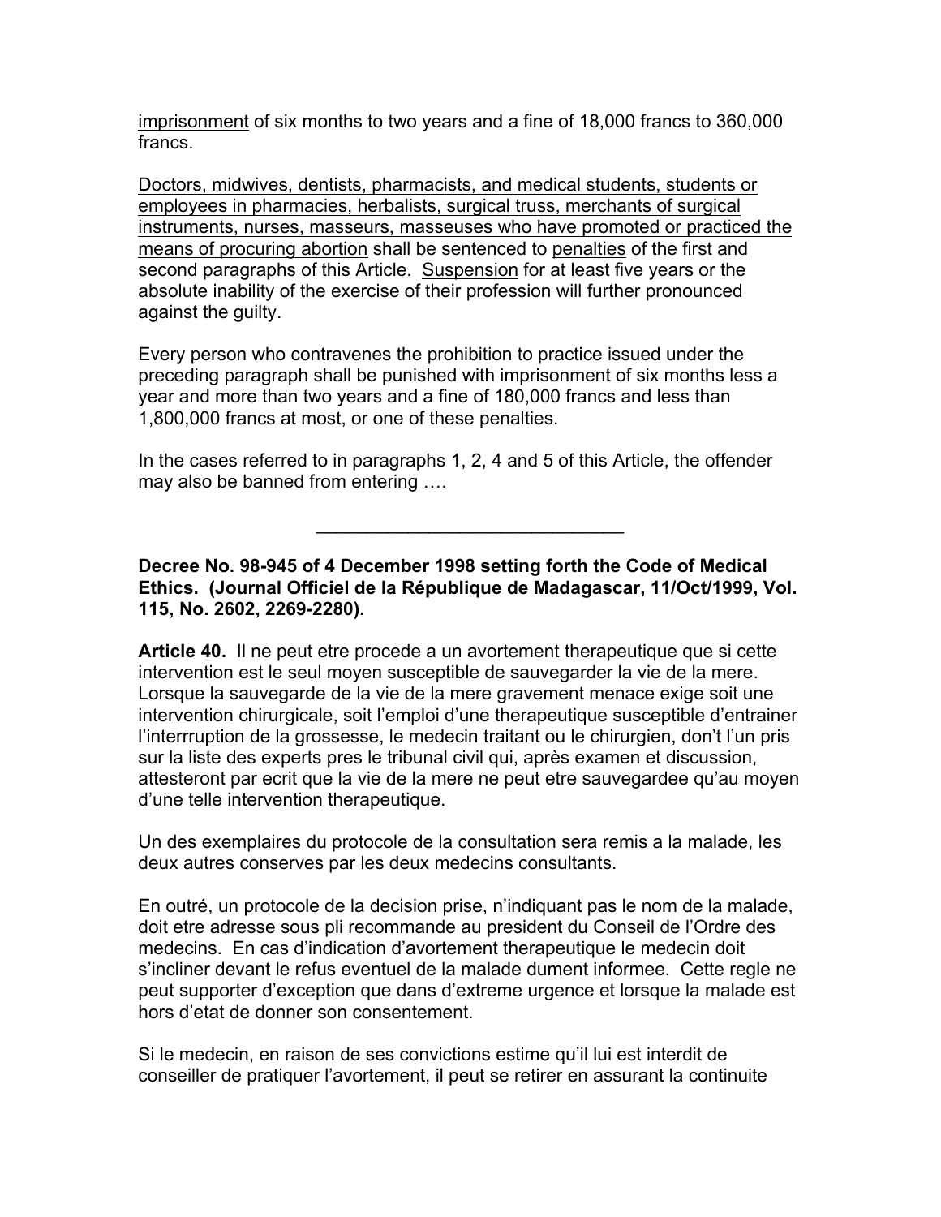<u>imprisonment</u> of six months to two years and a fine of 18,000 francs to 360,000 francs.

<u>Doctors, midwives, dentists, pharmacists, and medical students, students or employees in pharmacies, herbalists, surgical truss, merchants of surgical instruments, nurses, masseurs, masseuses who have promoted or practiced the means of procuring abortion</u> shall be sentenced to <u>penalties</u> of the first and second paragraphs of this Article. <u>Suspension</u> for at least five years or the absolute inability of the exercise of their profession will further pronounced against the guilty.

Every person who contravenes the prohibition to practice issued under the preceding paragraph shall be punished with imprisonment of six months less a year and more than two years and a fine of 180,000 francs and less than 1,800,000 francs at most, or one of these penalties.

In the cases referred to in paragraphs 1, 2, 4 and 5 of this Article, the offender may also be banned from entering ….

---

**Decree No. 98-945 of 4 December 1998 setting forth the Code of Medical Ethics. (Journal Officiel de la République de Madagascar, 11/Oct/1999, Vol. 115, No. 2602, 2269-2280).**

**Article 40.** Il ne peut etre procede a un avortement therapeutique que si cette intervention est le seul moyen susceptible de sauvegarder la vie de la mere. Lorsque la sauvegarde de la vie de la mere gravement menace exige soit une intervention chirurgicale, soit l'emploi d'une therapeutique susceptible d'entrainer l'interrruption de la grossesse, le medecin traitant ou le chirurgien, don't l'un pris sur la liste des experts pres le tribunal civil qui, après examen et discussion, attesteront par ecrit que la vie de la mere ne peut etre sauvegardee qu'au moyen d'une telle intervention therapeutique.

Un des exemplaires du protocole de la consultation sera remis a la malade, les deux autres conserves par les deux medecins consultants.

En outré, un protocole de la decision prise, n'indiquant pas le nom de la malade, doit etre adresse sous pli recommande au president du Conseil de l'Ordre des medecins. En cas d'indication d'avortement therapeutique le medecin doit s'incliner devant le refus eventuel de la malade dument informee. Cette regle ne peut supporter d'exception que dans d'extreme urgence et lorsque la malade est hors d'etat de donner son consentement.

Si le medecin, en raison de ses convictions estime qu'il lui est interdit de conseiller de pratiquer l'avortement, il peut se retirer en assurant la continuite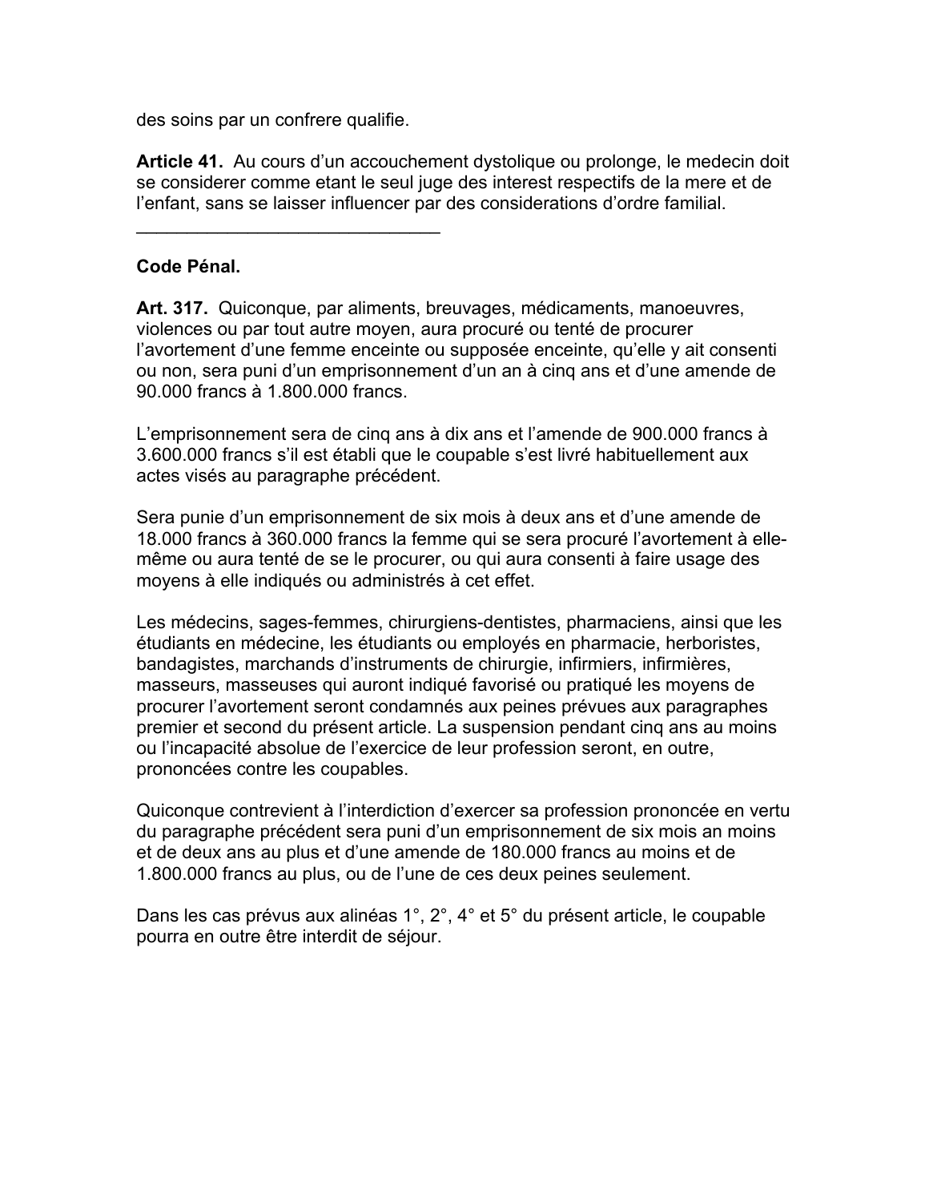des soins par un confrere qualifie.

**Article 41.** Au cours d'un accouchement dystolique ou prolonge, le medecin doit se considerer comme etant le seul juge des interest respectifs de la mere et de l'enfant, sans se laisser influencer par des considerations d'ordre familial.

---

**Code Pénal.**

**Art. 317.** Quiconque, par aliments, breuvages, médicaments, manoeuvres, violences ou par tout autre moyen, aura procuré ou tenté de procurer l'avortement d'une femme enceinte ou supposée enceinte, qu'elle y ait consenti ou non, sera puni d'un emprisonnement d'un an à cinq ans et d'une amende de 90.000 francs à 1.800.000 francs.

L'emprisonnement sera de cinq ans à dix ans et l'amende de 900.000 francs à 3.600.000 francs s'il est établi que le coupable s'est livré habituellement aux actes visés au paragraphe précédent.

Sera punie d'un emprisonnement de six mois à deux ans et d'une amende de 18.000 francs à 360.000 francs la femme qui se sera procuré l'avortement à elle-même ou aura tenté de se le procurer, ou qui aura consenti à faire usage des moyens à elle indiqués ou administrés à cet effet.

Les médecins, sages-femmes, chirurgiens-dentistes, pharmaciens, ainsi que les étudiants en médecine, les étudiants ou employés en pharmacie, herboristes, bandagistes, marchands d'instruments de chirurgie, infirmiers, infirmières, masseurs, masseuses qui auront indiqué favorisé ou pratiqué les moyens de procurer l'avortement seront condamnés aux peines prévues aux paragraphes premier et second du présent article. La suspension pendant cinq ans au moins ou l'incapacité absolue de l'exercice de leur profession seront, en outre, prononcées contre les coupables.

Quiconque contrevient à l'interdiction d'exercer sa profession prononcée en vertu du paragraphe précédent sera puni d'un emprisonnement de six mois an moins et de deux ans au plus et d'une amende de 180.000 francs au moins et de 1.800.000 francs au plus, ou de l'une de ces deux peines seulement.

Dans les cas prévus aux alinéas 1°, 2°, 4° et 5° du présent article, le coupable pourra en outre être interdit de séjour.